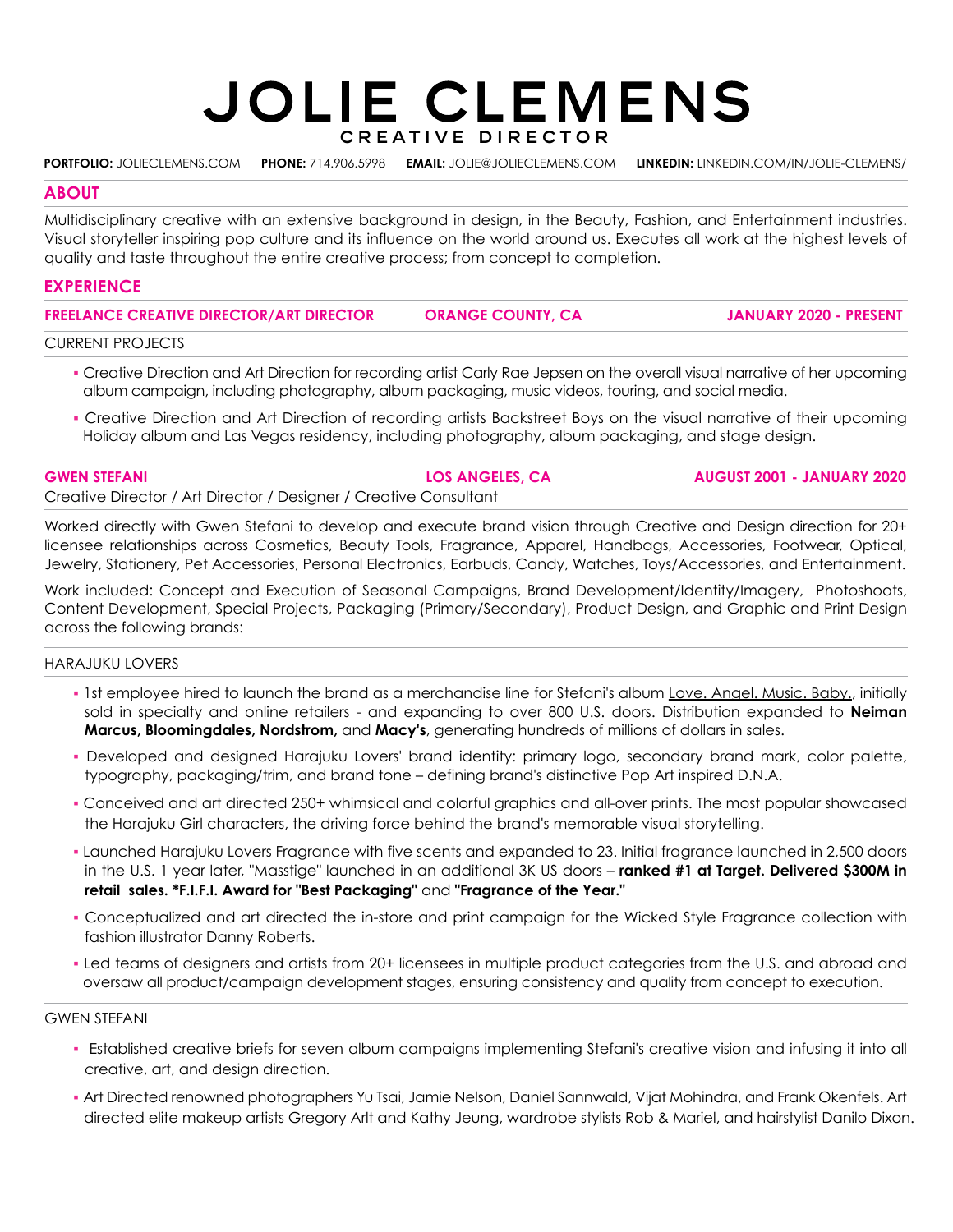# JOLIE CLEMENS

CREATIVE DIRECTOR

**PORTFOLIO:** JOLIECLEMENS.COM **PHONE:** 714.906.5998 **EMAIL:** JOLIE@JOLIECLEMENS.COM **LINKEDIN:** LINKEDIN.COM/IN/JOLIE-CLEMENS/

## ABOUT

Multidisciplinary creative with an extensive background in design, in the Beauty, Fashion, and Entertainment industries. Visual storyteller inspiring pop culture and its influence on the world around us. Executes all work at the highest levels of quality and taste throughout the entire creative process; from concept to completion.

## EXPERIENCE

### FREELANCE CREATIVE DIRECTOR/ART DIRECTOR — ORANGE COUNTY, CA — JANUARY 2020 - PRESENT

CURRENT PROJECTS

- Creative Direction and Art Direction for recording artist Carly Rae Jepsen on the overall visual narrative of her upcoming album campaign, including photography, album packaging, music videos, touring, and social media.
- Creative Direction and Art Direction of recording artists Backstreet Boys on the visual narrative of their upcoming Holiday album and Las Vegas residency, including photography, album packaging, and stage design.

### GWEN STEFANI — LOS ANGELES, CA — AUGUST 2001 - JANUARY 2020

Creative Director / Art Director / Designer / Creative Consultant

Worked directly with Gwen Stefani to develop and execute brand vision through Creative and Design direction for 20+ licensee relationships across Cosmetics, Beauty Tools, Fragrance, Apparel, Handbags, Accessories, Footwear, Optical, Jewelry, Stationery, Pet Accessories, Personal Electronics, Earbuds, Candy, Watches, Toys/Accessories, and Entertainment.

Work included: Concept and Execution of Seasonal Campaigns, Brand Development/Identity/Imagery, Photoshoots, Content Development, Special Projects, Packaging (Primary/Secondary), Product Design, and Graphic and Print Design across the following brands:

HARAJUKU LOVERS

- 1st employee hired to launch the brand as a merchandise line for Stefani's album Love. Angel. Music. Baby., initially sold in specialty and online retailers - and expanding to over 800 U.S. doors. Distribution expanded to **Neiman Marcus, Bloomingdales, Nordstrom,** and **Macy's**, generating hundreds of millions of dollars in sales.
- Developed and designed Harajuku Lovers' brand identity: primary logo, secondary brand mark, color palette, typography, packaging/trim, and brand tone – defining brand's distinctive Pop Art inspired D.N.A.
- Conceived and art directed 250+ whimsical and colorful graphics and all-over prints. The most popular showcased the Harajuku Girl characters, the driving force behind the brand's memorable visual storytelling.
- Launched Harajuku Lovers Fragrance with five scents and expanded to 23. Initial fragrance launched in 2,500 doors in the U.S. 1 year later, "Masstige" launched in an additional 3K US doors – **ranked #1 at Target. Delivered $300M in retail sales. *F.I.F.I. Award for "Best Packaging"** and **"Fragrance of the Year."**
- Conceptualized and art directed the in-store and print campaign for the Wicked Style Fragrance collection with fashion illustrator Danny Roberts.
- Led teams of designers and artists from 20+ licensees in multiple product categories from the U.S. and abroad and oversaw all product/campaign development stages, ensuring consistency and quality from concept to execution.

GWEN STEFANI

- Established creative briefs for seven album campaigns implementing Stefani's creative vision and infusing it into all creative, art, and design direction.
- Art Directed renowned photographers Yu Tsai, Jamie Nelson, Daniel Sannwald, Vijat Mohindra, and Frank Okenfels. Art directed elite makeup artists Gregory Arlt and Kathy Jeung, wardrobe stylists Rob & Mariel, and hairstylist Danilo Dixon.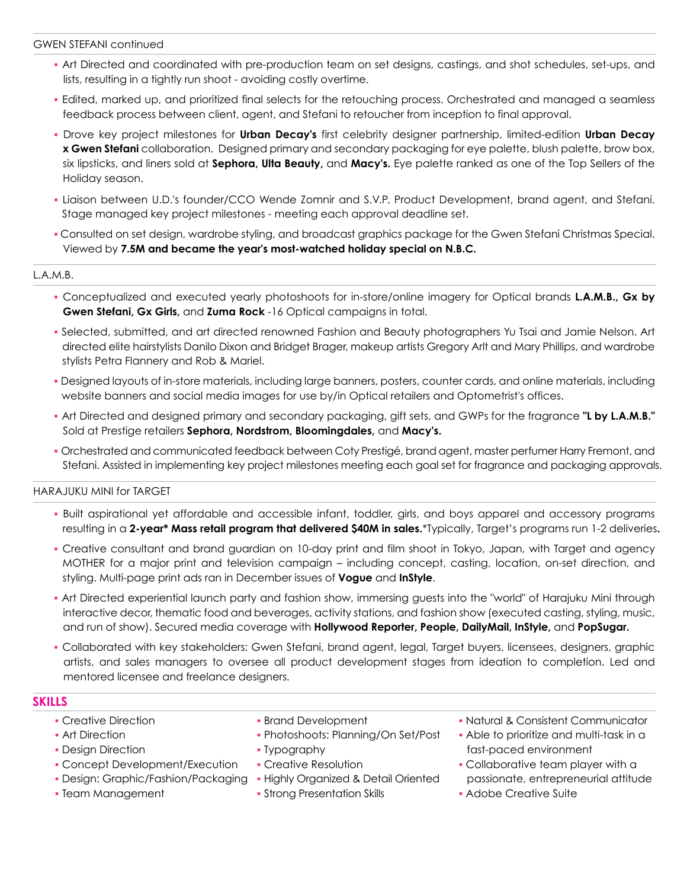GWEN STEFANI continued

- Art Directed and coordinated with pre-production team on set designs, castings, and shot schedules, set-ups, and lists, resulting in a tightly run shoot - avoiding costly overtime.
- Edited, marked up, and prioritized final selects for the retouching process. Orchestrated and managed a seamless feedback process between client, agent, and Stefani to retoucher from inception to final approval.
- Drove key project milestones for **Urban Decay's** first celebrity designer partnership, limited-edition **Urban Decay x Gwen Stefani** collaboration. Designed primary and secondary packaging for eye palette, blush palette, brow box, six lipsticks, and liners sold at **Sephora, Ulta Beauty,** and **Macy's.** Eye palette ranked as one of the Top Sellers of the Holiday season.
- Liaison between U.D.'s founder/CCO Wende Zomnir and S.V.P. Product Development, brand agent, and Stefani. Stage managed key project milestones - meeting each approval deadline set.
- Consulted on set design, wardrobe styling, and broadcast graphics package for the Gwen Stefani Christmas Special. Viewed by **7.5M and became the year's most-watched holiday special on N.B.C.**

L.A.M.B.

- Conceptualized and executed yearly photoshoots for in-store/online imagery for Optical brands **L.A.M.B., Gx by Gwen Stefani, Gx Girls,** and **Zuma Rock** -16 Optical campaigns in total.
- Selected, submitted, and art directed renowned Fashion and Beauty photographers Yu Tsai and Jamie Nelson. Art directed elite hairstylists Danilo Dixon and Bridget Brager, makeup artists Gregory Arlt and Mary Phillips, and wardrobe stylists Petra Flannery and Rob & Mariel.
- Designed layouts of in-store materials, including large banners, posters, counter cards, and online materials, including website banners and social media images for use by/in Optical retailers and Optometrist's offices.
- Art Directed and designed primary and secondary packaging, gift sets, and GWPs for the fragrance **"L by L.A.M.B."** Sold at Prestige retailers **Sephora, Nordstrom, Bloomingdales,** and **Macy's.**
- Orchestrated and communicated feedback between Coty Prestigé, brand agent, master perfumer Harry Fremont, and Stefani. Assisted in implementing key project milestones meeting each goal set for fragrance and packaging approvals.

HARAJUKU MINI for TARGET

- Built aspirational yet affordable and accessible infant, toddler, girls, and boys apparel and accessory programs resulting in a **2-year* Mass retail program that delivered $40M in sales.** *Typically, Target's programs run 1-2 deliveries**.**
- Creative consultant and brand guardian on 10-day print and film shoot in Tokyo, Japan, with Target and agency MOTHER for a major print and television campaign – including concept, casting, location, on-set direction, and styling. Multi-page print ads ran in December issues of **Vogue** and **InStyle**.
- Art Directed experiential launch party and fashion show, immersing guests into the "world" of Harajuku Mini through interactive decor, thematic food and beverages, activity stations, and fashion show (executed casting, styling, music, and run of show). Secured media coverage with **Hollywood Reporter, People, DailyMail, InStyle,** and **PopSugar.**
- Collaborated with key stakeholders: Gwen Stefani, brand agent, legal, Target buyers, licensees, designers, graphic artists, and sales managers to oversee all product development stages from ideation to completion. Led and mentored licensee and freelance designers.

## SKILLS

- Creative Direction
- Art Direction
- Design Direction
- Concept Development/Execution
- Design: Graphic/Fashion/Packaging
- Team Management
- Brand Development
- Photoshoots: Planning/On Set/Post
- Typography
- Creative Resolution
- Highly Organized & Detail Oriented
- Strong Presentation Skills
- Natural & Consistent Communicator
- Able to prioritize and multi-task in a fast-paced environment
- Collaborative team player with a passionate, entrepreneurial attitude
- Adobe Creative Suite